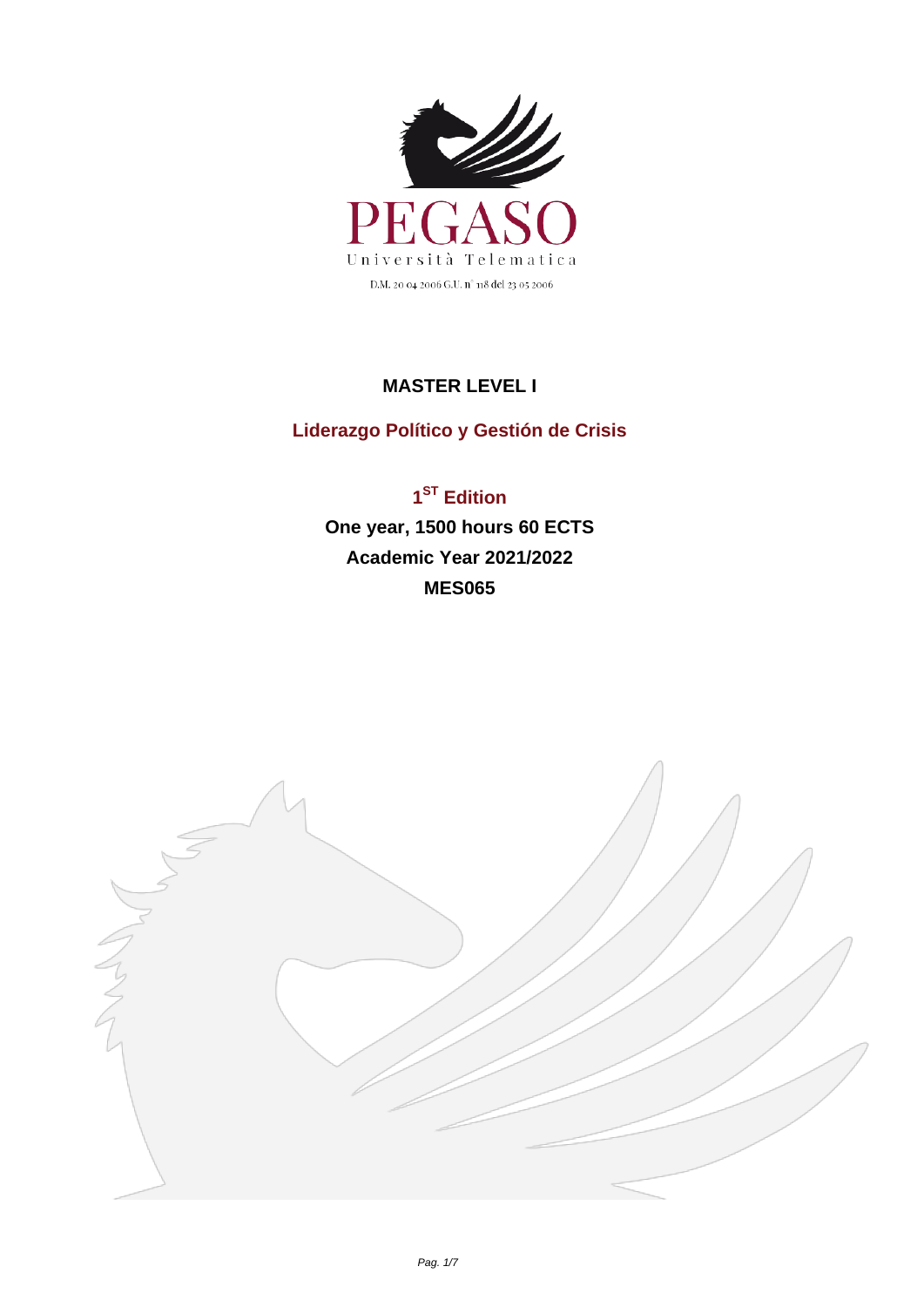PEGASO

Università Telematica

D.M. 20 04 2006 G.U. n° 118 del 23 05 2006

# MASTER LEVEL I

## Liderazgo Político y Gestión de Crisis

**1ST Edition**

**One year, 1500 hours 60 ECTS**

**Academic Year 2021/2022**

**MES065**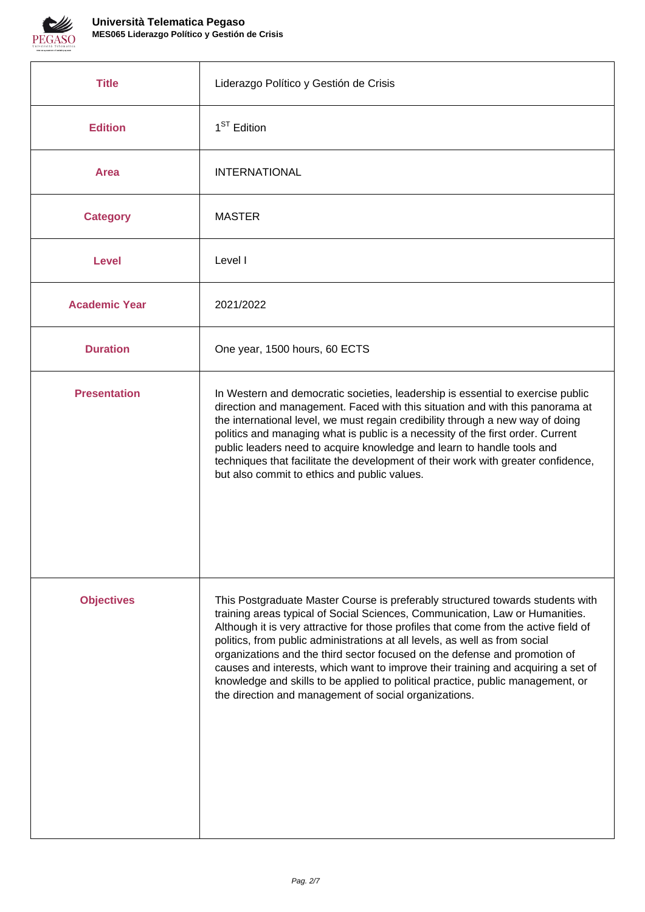| Title | Liderazgo Político y Gestión de Crisis |
|---|---|
| Edition | 1ST Edition |
| Area | INTERNATIONAL |
| Category | MASTER |
| Level | Level I |
| Academic Year | 2021/2022 |
| Duration | One year, 1500 hours, 60 ECTS |
| Presentation | In Western and democratic societies, leadership is essential to exercise public direction and management. Faced with this situation and with this panorama at the international level, we must regain credibility through a new way of doing politics and managing what is public is a necessity of the first order. Current public leaders need to acquire knowledge and learn to handle tools and techniques that facilitate the development of their work with greater confidence, but also commit to ethics and public values. |
| Objectives | This Postgraduate Master Course is preferably structured towards students with training areas typical of Social Sciences, Communication, Law or Humanities. Although it is very attractive for those profiles that come from the active field of politics, from public administrations at all levels, as well as from social organizations and the third sector focused on the defense and promotion of causes and interests, which want to improve their training and acquiring a set of knowledge and skills to be applied to political practice, public management, or the direction and management of social organizations. |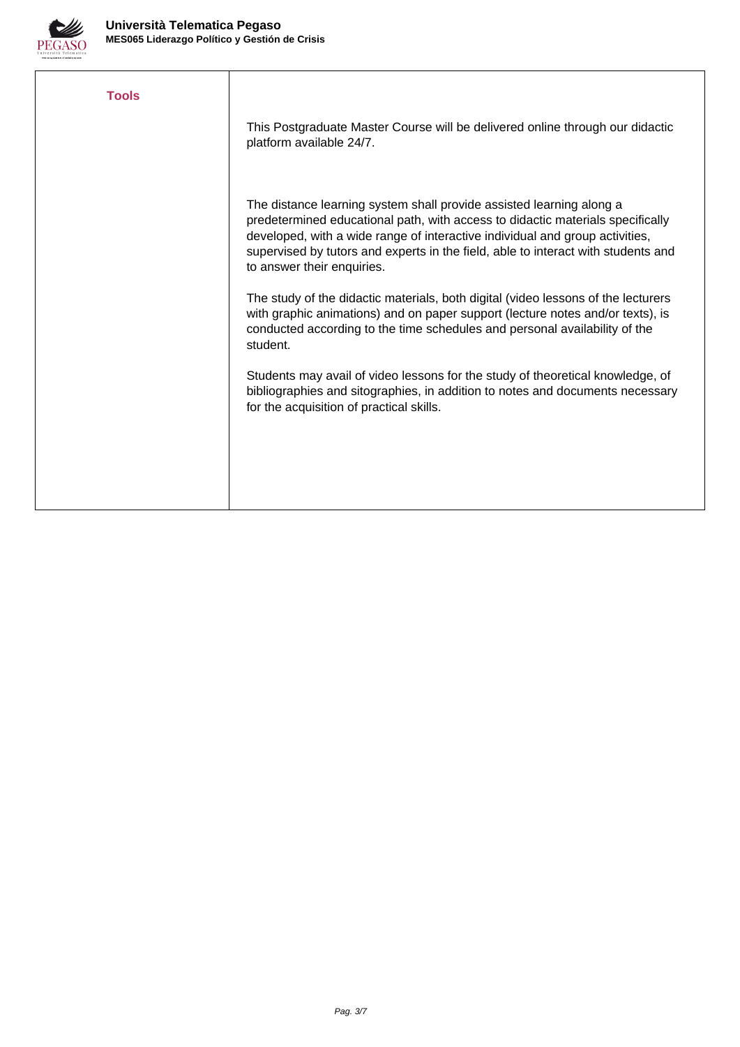| Tools | This Postgraduate Master Course will be delivered online through our didactic platform available 24/7.<br><br>The distance learning system shall provide assisted learning along a predetermined educational path, with access to didactic materials specifically developed, with a wide range of interactive individual and group activities, supervised by tutors and experts in the field, able to interact with students and to answer their enquiries.<br><br>The study of the didactic materials, both digital (video lessons of the lecturers with graphic animations) and on paper support (lecture notes and/or texts), is conducted according to the time schedules and personal availability of the student.<br><br>Students may avail of video lessons for the study of theoretical knowledge, of bibliographies and sitographies, in addition to notes and documents necessary for the acquisition of practical skills. |
|---|---|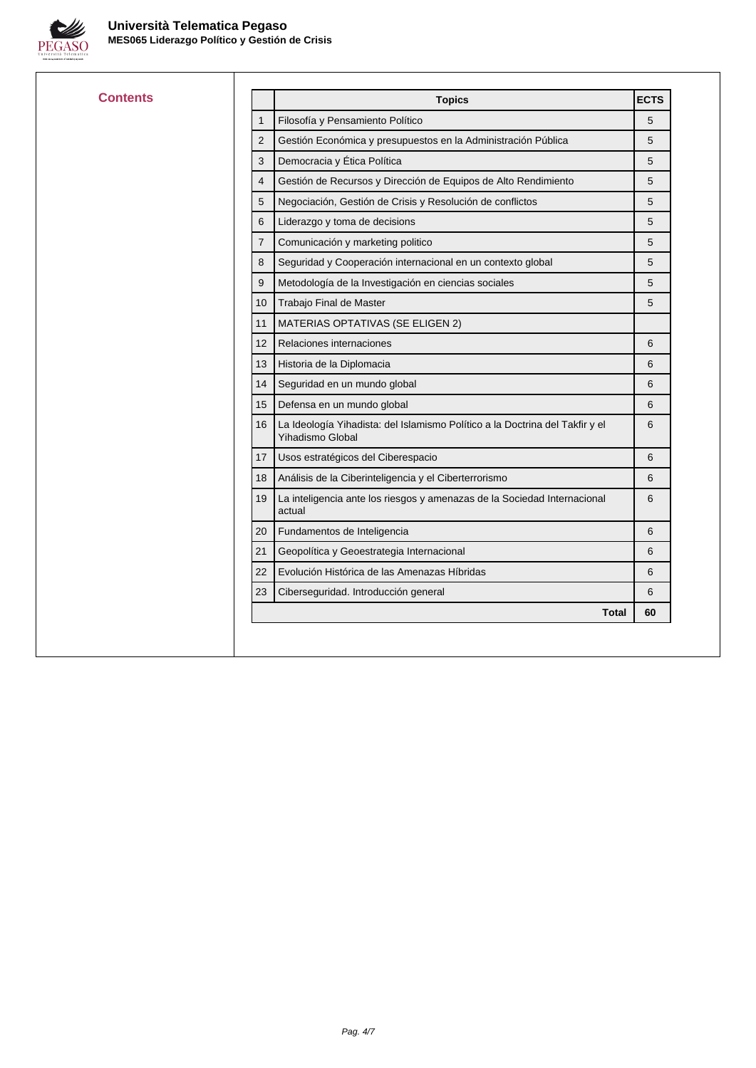## Contents

| | Topics | ECTS |
|---|---|---|
| 1 | Filosofía y Pensamiento Político | 5 |
| 2 | Gestión Económica y presupuestos en la Administración Pública | 5 |
| 3 | Democracia y Ética Política | 5 |
| 4 | Gestión de Recursos y Dirección de Equipos de Alto Rendimiento | 5 |
| 5 | Negociación, Gestión de Crisis y Resolución de conflictos | 5 |
| 6 | Liderazgo y toma de decisions | 5 |
| 7 | Comunicación y marketing politico | 5 |
| 8 | Seguridad y Cooperación internacional en un contexto global | 5 |
| 9 | Metodología de la Investigación en ciencias sociales | 5 |
| 10 | Trabajo Final de Master | 5 |
| 11 | MATERIAS OPTATIVAS (SE ELIGEN 2) | |
| 12 | Relaciones internaciones | 6 |
| 13 | Historia de la Diplomacia | 6 |
| 14 | Seguridad en un mundo global | 6 |
| 15 | Defensa en un mundo global | 6 |
| 16 | La Ideología Yihadista: del Islamismo Político a la Doctrina del Takfir y el Yihadismo Global | 6 |
| 17 | Usos estratégicos del Ciberespacio | 6 |
| 18 | Análisis de la Ciberinteligencia y el Ciberterrorismo | 6 |
| 19 | La inteligencia ante los riesgos y amenazas de la Sociedad Internacional actual | 6 |
| 20 | Fundamentos de Inteligencia | 6 |
| 21 | Geopolítica y Geoestrategia Internacional | 6 |
| 22 | Evolución Histórica de las Amenazas Híbridas | 6 |
| 23 | Ciberseguridad. Introducción general | 6 |
| | **Total** | **60** |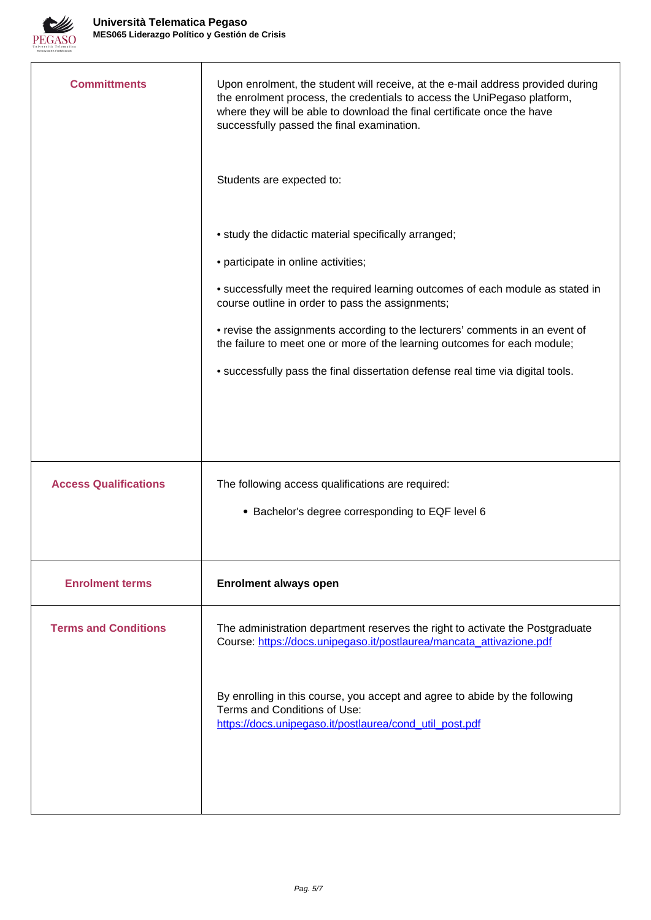| | |
|---|---|
| **Committments** | Upon enrolment, the student will receive, at the e-mail address provided during the enrolment process, the credentials to access the UniPegaso platform, where they will be able to download the final certificate once the have successfully passed the final examination.<br><br>Students are expected to:<br><br>• study the didactic material specifically arranged;<br><br>• participate in online activities;<br><br>• successfully meet the required learning outcomes of each module as stated in course outline in order to pass the assignments;<br><br>• revise the assignments according to the lecturers' comments in an event of the failure to meet one or more of the learning outcomes for each module;<br><br>• successfully pass the final dissertation defense real time via digital tools. |
| **Access Qualifications** | The following access qualifications are required:<br><br>• Bachelor's degree corresponding to EQF level 6 |
| **Enrolment terms** | **Enrolment always open** |
| **Terms and Conditions** | The administration department reserves the right to activate the Postgraduate Course: https://docs.unipegaso.it/postlaurea/mancata_attivazione.pdf<br><br>By enrolling in this course, you accept and agree to abide by the following Terms and Conditions of Use: https://docs.unipegaso.it/postlaurea/cond_util_post.pdf |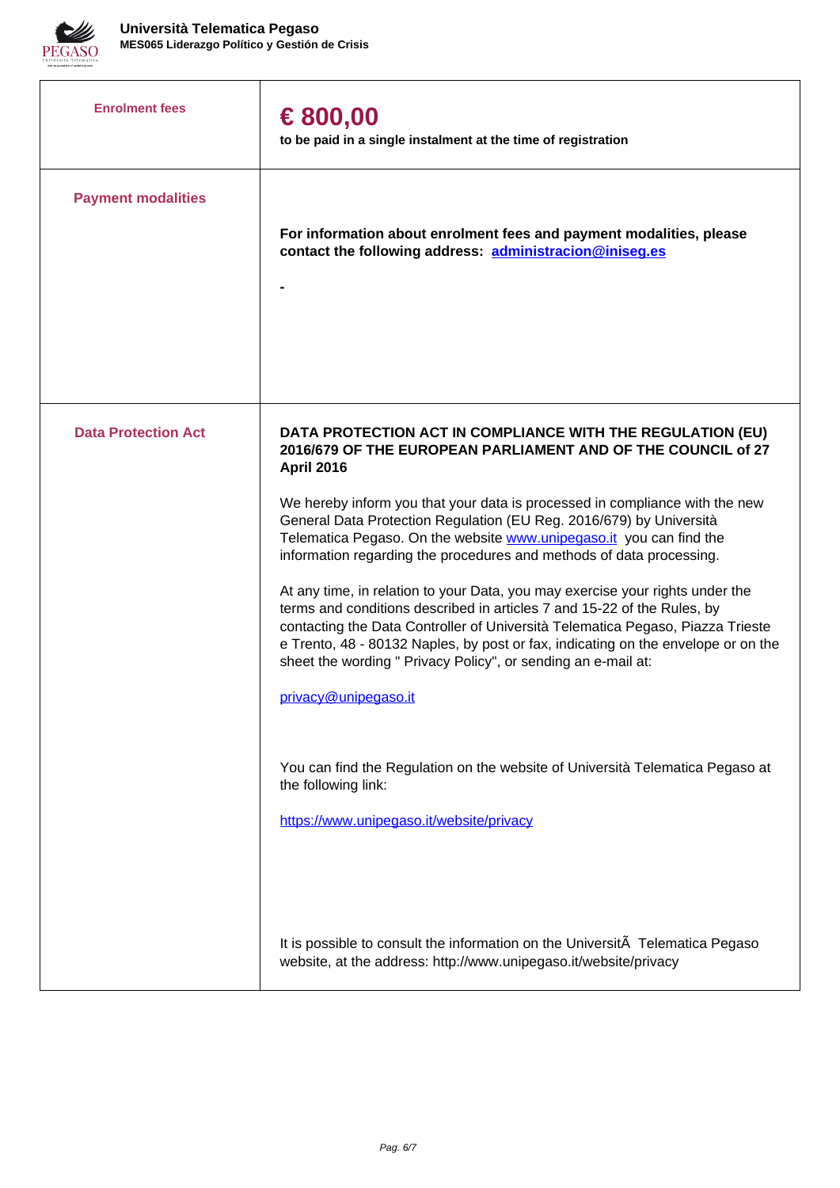| | |
|---|---|
| **Enrolment fees** | **€ 800,00**<br>**to be paid in a single instalment at the time of registration** |
| **Payment modalities** | **For information about enrolment fees and payment modalities, please contact the following address: [administracion@iniseg.es](mailto:administracion@iniseg.es)**<br><br>**-** |
| **Data Protection Act** | **DATA PROTECTION ACT IN COMPLIANCE WITH THE REGULATION (EU) 2016/679 OF THE EUROPEAN PARLIAMENT AND OF THE COUNCIL of 27 April 2016**<br><br>We hereby inform you that your data is processed in compliance with the new General Data Protection Regulation (EU Reg. 2016/679) by Università Telematica Pegaso. On the website [www.unipegaso.it](http://www.unipegaso.it) you can find the information regarding the procedures and methods of data processing.<br><br>At any time, in relation to your Data, you may exercise your rights under the terms and conditions described in articles 7 and 15-22 of the Rules, by contacting the Data Controller of Università Telematica Pegaso, Piazza Trieste e Trento, 48 - 80132 Naples, by post or fax, indicating on the envelope or on the sheet the wording " Privacy Policy", or sending an e-mail at:<br><br>[privacy@unipegaso.it](mailto:privacy@unipegaso.it)<br><br>You can find the Regulation on the website of Università Telematica Pegaso at the following link:<br><br>[https://www.unipegaso.it/website/privacy](https://www.unipegaso.it/website/privacy)<br><br>It is possible to consult the information on the UniversitÃ  Telematica Pegaso website, at the address: http://www.unipegaso.it/website/privacy |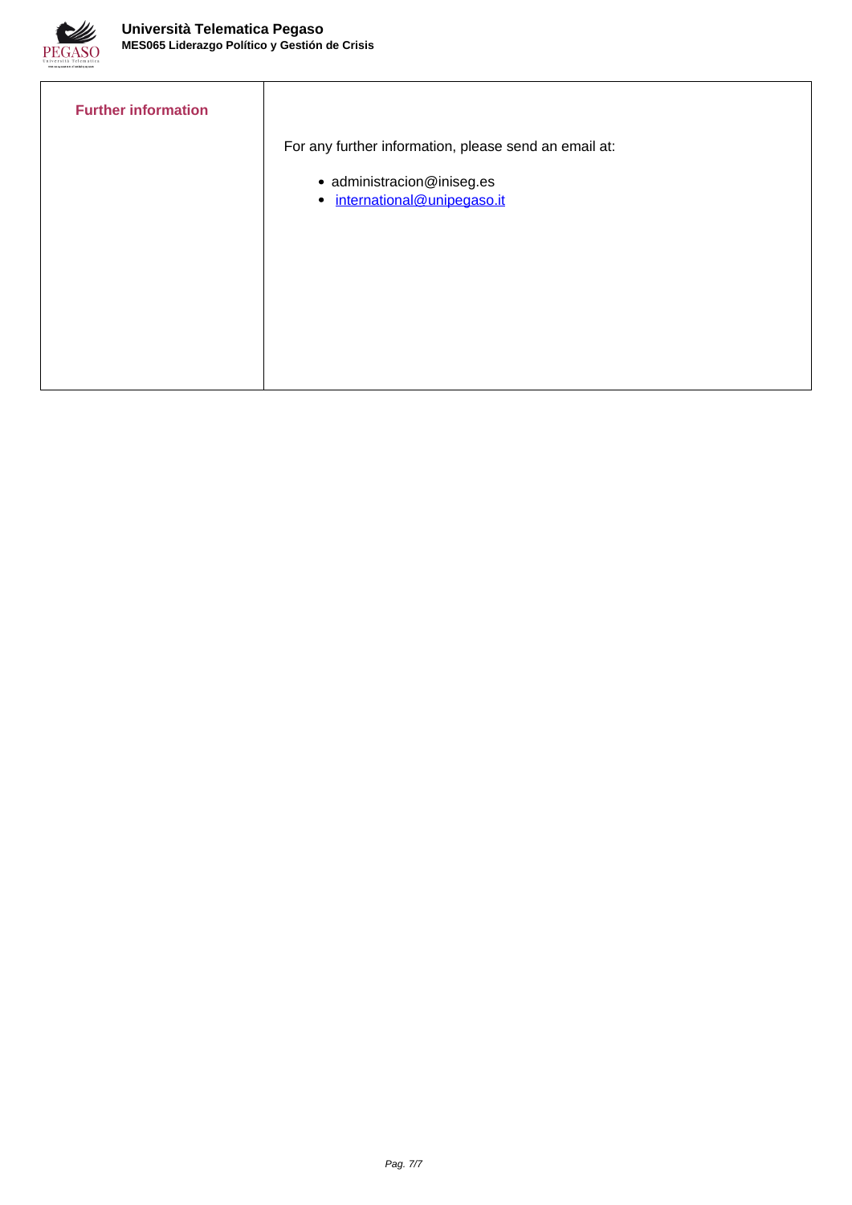| | |
|---|---|
| **Further information** | For any further information, please send an email at:<br><br>• administracion@iniseg.es<br>• international@unipegaso.it |